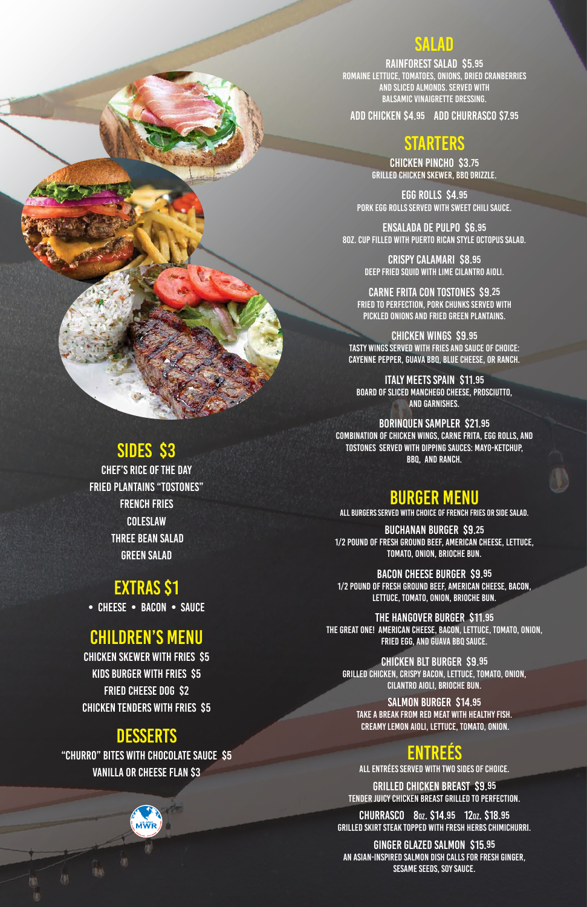## SIDES $3

CHEF'S RICE OF THE DAY
FRIED PLANTAINS "TOSTONES"
FRENCH FRIES
COLESLAW
THREE BEAN SALAD
GREEN SALAD

## EXTRAS $1

• CHEESE • BACON • SAUCE

## CHILDREN'S MENU

CHICKEN SKEWER WITH FRIES $5
KIDS BURGER WITH FRIES $5
FRIED CHEESE DOG $2
CHICKEN TENDERS WITH FRIES $5

## DESSERTS

"CHURRO" BITES WITH CHOCOLATE SAUCE $5
VANILLA OR CHEESE FLAN $3

## SALAD

**RAINFOREST SALAD $5.95**
ROMAINE LETTUCE, TOMATOES, ONIONS, DRIED CRANBERRIES AND SLICED ALMONDS. SERVED WITH BALSAMIC VINAIGRETTE DRESSING.

ADD CHICKEN $4.95 ADD CHURRASCO $7.95

## STARTERS

**CHICKEN PINCHO $3.75**
GRILLED CHICKEN SKEWER, BBQ DRIZZLE.

**EGG ROLLS $4.95**
PORK EGG ROLLS SERVED WITH SWEET CHILI SAUCE.

**ENSALADA DE PULPO $6.95**
8OZ. CUP FILLED WITH PUERTO RICAN STYLE OCTOPUS SALAD.

**CRISPY CALAMARI $8.95**
DEEP FRIED SQUID WITH LIME CILANTRO AIOLI.

**CARNE FRITA CON TOSTONES $9.25**
FRIED TO PERFECTION, PORK CHUNKS SERVED WITH PICKLED ONIONS AND FRIED GREEN PLANTAINS.

**CHICKEN WINGS $9.95**
TASTY WINGS SERVED WITH FRIES AND SAUCE OF CHOICE: CAYENNE PEPPER, GUAVA BBQ, BLUE CHEESE, OR RANCH.

**ITALY MEETS SPAIN $11.95**
BOARD OF SLICED MANCHEGO CHEESE, PROSCIUTTO, AND GARNISHES.

**BORINQUEN SAMPLER $21.95**
COMBINATION OF CHICKEN WINGS, CARNE FRITA, EGG ROLLS, AND TOSTONES SERVED WITH DIPPING SAUCES: MAYO-KETCHUP, BBQ, AND RANCH.

## BURGER MENU

ALL BURGERS SERVED WITH CHOICE OF FRENCH FRIES OR SIDE SALAD.

**BUCHANAN BURGER $9.25**
1/2 POUND OF FRESH GROUND BEEF, AMERICAN CHEESE, LETTUCE, TOMATO, ONION, BRIOCHE BUN.

**BACON CHEESE BURGER $9.95**
1/2 POUND OF FRESH GROUND BEEF, AMERICAN CHEESE, BACON, LETTUCE, TOMATO, ONION, BRIOCHE BUN.

**THE HANGOVER BURGER $11.95**
THE GREAT ONE! AMERICAN CHEESE, BACON, LETTUCE, TOMATO, ONION, FRIED EGG, AND GUAVA BBQ SAUCE.

**CHICKEN BLT BURGER $9.95**
GRILLED CHICKEN, CRISPY BACON, LETTUCE, TOMATO, ONION, CILANTRO AIOLI, BRIOCHE BUN.

**SALMON BURGER $14.95**
TAKE A BREAK FROM RED MEAT WITH HEALTHY FISH. CREAMY LEMON AIOLI, LETTUCE, TOMATO, ONION.

## ENTREÉS

ALL ENTRÉES SERVED WITH TWO SIDES OF CHOICE.

**GRILLED CHICKEN BREAST $9.95**
TENDER JUICY CHICKEN BREAST GRILLED TO PERFECTION.

**CHURRASCO 8OZ. $14.95 12OZ. $18.95**
GRILLED SKIRT STEAK TOPPED WITH FRESH HERBS CHIMICHURRI.

**GINGER GLAZED SALMON $15.95**
AN ASIAN-INSPIRED SALMON DISH CALLS FOR FRESH GINGER, SESAME SEEDS, SOY SAUCE.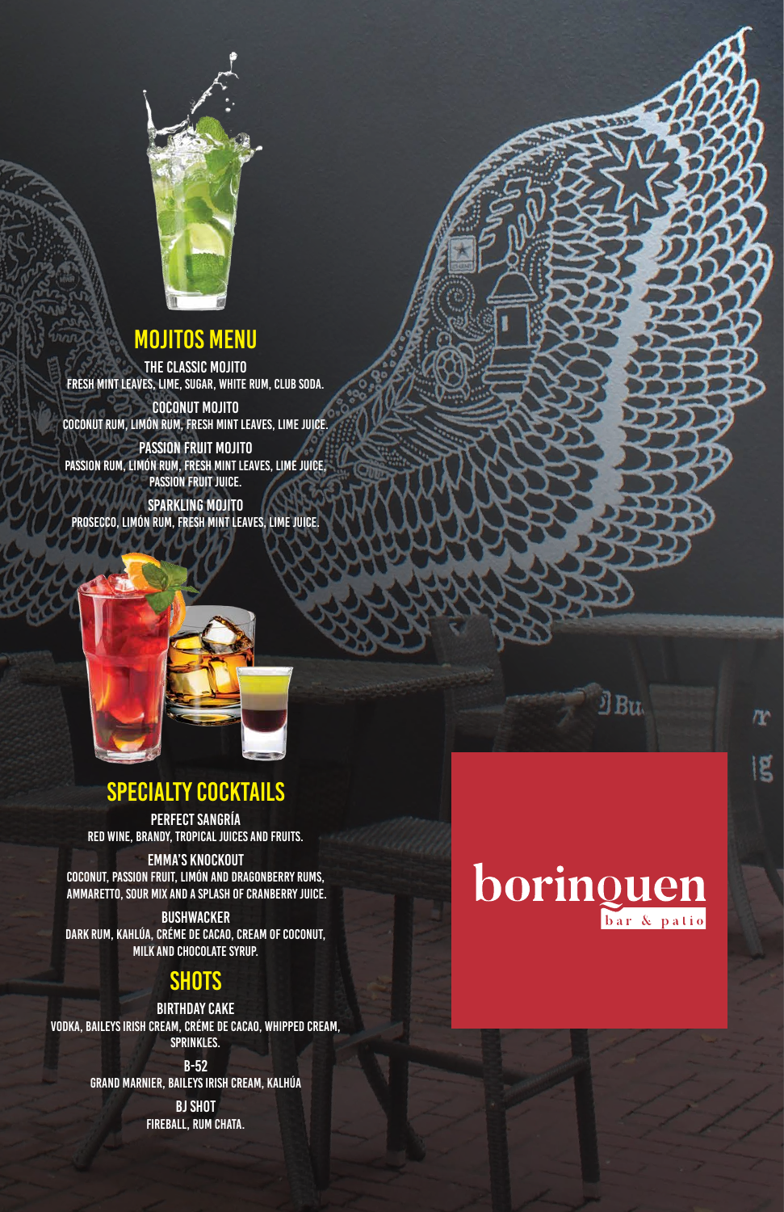## MOJITOS MENU

**THE CLASSIC MOJITO**
FRESH MINT LEAVES, LIME, SUGAR, WHITE RUM, CLUB SODA.

**COCONUT MOJITO**
COCONUT RUM, LIMÓN RUM, FRESH MINT LEAVES, LIME JUICE.

**PASSION FRUIT MOJITO**
PASSION RUM, LIMÓN RUM, FRESH MINT LEAVES, LIME JUICE, PASSION FRUIT JUICE.

**SPARKLING MOJITO**
PROSECCO, LIMÓN RUM, FRESH MINT LEAVES, LIME JUICE.

## SPECIALTY COCKTAILS

**PERFECT SANGRÍA**
RED WINE, BRANDY, TROPICAL JUICES AND FRUITS.

**EMMA'S KNOCKOUT**
COCONUT, PASSION FRUIT, LIMÓN AND DRAGONBERRY RUMS, AMMARETTO, SOUR MIX AND A SPLASH OF CRANBERRY JUICE.

**BUSHWACKER**
DARK RUM, KAHLÚA, CRÉME DE CACAO, CREAM OF COCONUT, MILK AND CHOCOLATE SYRUP.

## SHOTS

**BIRTHDAY CAKE**
VODKA, BAILEYS IRISH CREAM, CRÉME DE CACAO, WHIPPED CREAM, SPRINKLES.

**B-52**
GRAND MARNIER, BAILEYS IRISH CREAM, KALHÚA

**BJ SHOT**
FIREBALL, RUM CHATA.

borinquen
bar & patio